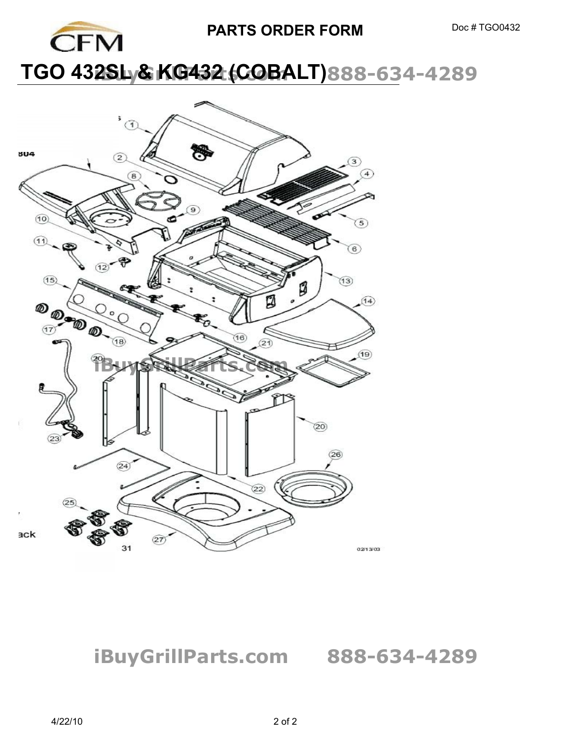# PARTS ORDER FORM

Doc # TGO0432

## TGO 432SL & KG432 (COBALT)

iBuyGrillParts.com 888-634-4289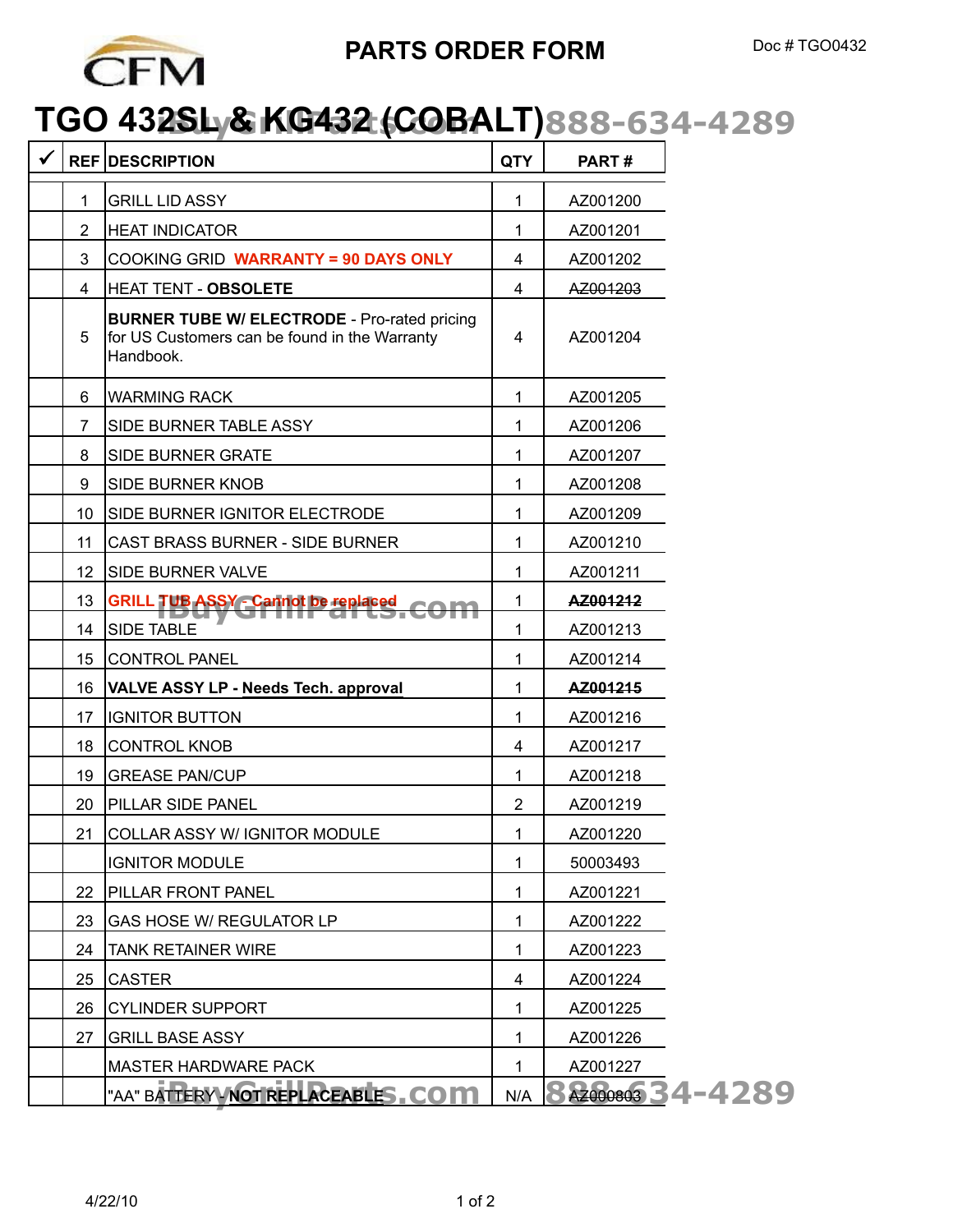**CFM**

# PARTS ORDER FORM

Doc # TGO0432

## TGO 432SL & KG432 (COBALT)

| ✓ | REF | DESCRIPTION | QTY | PART # |
|---|---|---|---|---|
| | 1 | GRILL LID ASSY | 1 | AZ001200 |
| | 2 | HEAT INDICATOR | 1 | AZ001201 |
| | 3 | COOKING GRID **WARRANTY = 90 DAYS ONLY** | 4 | AZ001202 |
| | 4 | HEAT TENT - **OBSOLETE** | 4 | ~~AZ001203~~ |
| | 5 | **BURNER TUBE W/ ELECTRODE** - Pro-rated pricing for US Customers can be found in the Warranty Handbook. | 4 | AZ001204 |
| | 6 | WARMING RACK | 1 | AZ001205 |
| | 7 | SIDE BURNER TABLE ASSY | 1 | AZ001206 |
| | 8 | SIDE BURNER GRATE | 1 | AZ001207 |
| | 9 | SIDE BURNER KNOB | 1 | AZ001208 |
| | 10 | SIDE BURNER IGNITOR ELECTRODE | 1 | AZ001209 |
| | 11 | CAST BRASS BURNER - SIDE BURNER | 1 | AZ001210 |
| | 12 | SIDE BURNER VALVE | 1 | AZ001211 |
| | 13 | **GRILL TUB ASSY - Cannot be replaced** | 1 | ~~**AZ001212**~~ |
| | 14 | SIDE TABLE | 1 | AZ001213 |
| | 15 | CONTROL PANEL | 1 | AZ001214 |
| | 16 | **VALVE ASSY LP - Needs Tech. approval** | 1 | ~~**AZ001215**~~ |
| | 17 | IGNITOR BUTTON | 1 | AZ001216 |
| | 18 | CONTROL KNOB | 4 | AZ001217 |
| | 19 | GREASE PAN/CUP | 1 | AZ001218 |
| | 20 | PILLAR SIDE PANEL | 2 | AZ001219 |
| | 21 | COLLAR ASSY W/ IGNITOR MODULE | 1 | AZ001220 |
| | | IGNITOR MODULE | 1 | 50003493 |
| | 22 | PILLAR FRONT PANEL | 1 | AZ001221 |
| | 23 | GAS HOSE W/ REGULATOR LP | 1 | AZ001222 |
| | 24 | TANK RETAINER WIRE | 1 | AZ001223 |
| | 25 | CASTER | 4 | AZ001224 |
| | 26 | CYLINDER SUPPORT | 1 | AZ001225 |
| | 27 | GRILL BASE ASSY | 1 | AZ001226 |
| | | MASTER HARDWARE PACK | 1 | AZ001227 |
| | | "AA" BATTERY - **NOT REPLACEABLE** | N/A | ~~AZ000803~~ |

4/22/10